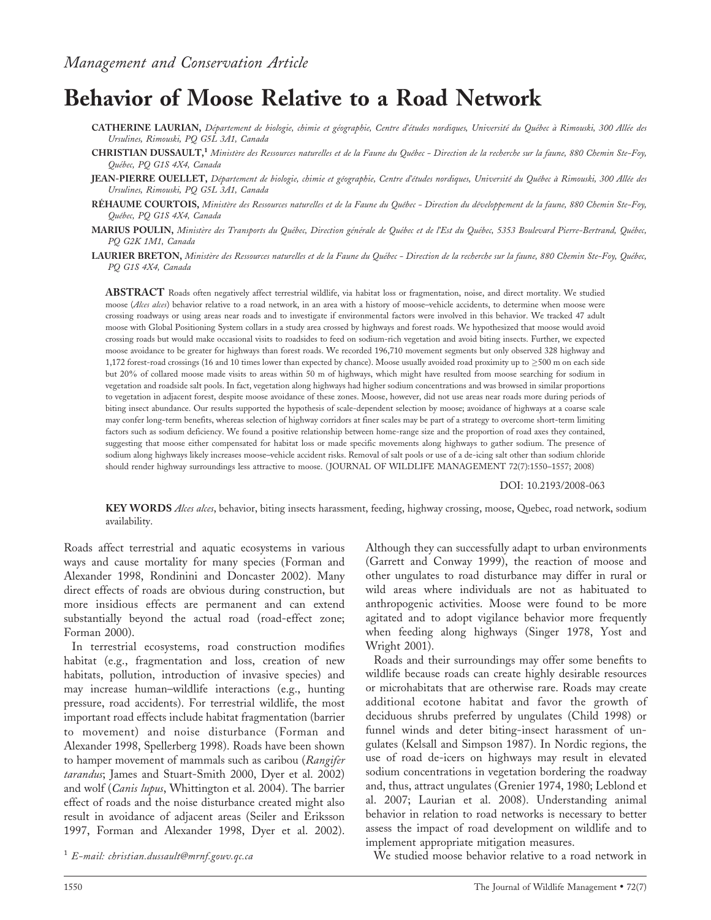*Management and Conservation Article*

# Behavior of Moose Relative to a Road Network

**CATHERINE LAURIAN,** *Département de biologie, chimie et géographie, Centre d'études nordiques, Université du Québec à Rimouski, 300 Allée des Ursulines, Rimouski, PQ G5L 3A1, Canada*

**CHRISTIAN DUSSAULT,[1]** *Ministère des Ressources naturelles et de la Faune du Québec - Direction de la recherche sur la faune, 880 Chemin Ste-Foy, Québec, PQ G1S 4X4, Canada*

**JEAN-PIERRE OUELLET,** *Département de biologie, chimie et géographie, Centre d'études nordiques, Université du Québec à Rimouski, 300 Allée des Ursulines, Rimouski, PQ G5L 3A1, Canada*

**RÉHAUME COURTOIS,** *Ministère des Ressources naturelles et de la Faune du Québec - Direction du développement de la faune, 880 Chemin Ste-Foy, Québec, PQ G1S 4X4, Canada*

**MARIUS POULIN,** *Ministère des Transports du Québec, Direction générale de Québec et de l'Est du Québec, 5353 Boulevard Pierre-Bertrand, Québec, PQ G2K 1M1, Canada*

**LAURIER BRETON,** *Ministère des Ressources naturelles et de la Faune du Québec - Direction de la recherche sur la faune, 880 Chemin Ste-Foy, Québec, PQ G1S 4X4, Canada*

**ABSTRACT** Roads often negatively affect terrestrial wildlife, via habitat loss or fragmentation, noise, and direct mortality. We studied moose (*Alces alces*) behavior relative to a road network, in an area with a history of moose–vehicle accidents, to determine when moose were crossing roadways or using areas near roads and to investigate if environmental factors were involved in this behavior. We tracked 47 adult moose with Global Positioning System collars in a study area crossed by highways and forest roads. We hypothesized that moose would avoid crossing roads but would make occasional visits to roadsides to feed on sodium-rich vegetation and avoid biting insects. Further, we expected moose avoidance to be greater for highways than forest roads. We recorded 196,710 movement segments but only observed 328 highway and 1,172 forest-road crossings (16 and 10 times lower than expected by chance). Moose usually avoided road proximity up to ≥500 m on each side but 20% of collared moose made visits to areas within 50 m of highways, which might have resulted from moose searching for sodium in vegetation and roadside salt pools. In fact, vegetation along highways had higher sodium concentrations and was browsed in similar proportions to vegetation in adjacent forest, despite moose avoidance of these zones. Moose, however, did not use areas near roads more during periods of biting insect abundance. Our results supported the hypothesis of scale-dependent selection by moose; avoidance of highways at a coarse scale may confer long-term benefits, whereas selection of highway corridors at finer scales may be part of a strategy to overcome short-term limiting factors such as sodium deficiency. We found a positive relationship between home-range size and the proportion of road axes they contained, suggesting that moose either compensated for habitat loss or made specific movements along highways to gather sodium. The presence of sodium along highways likely increases moose–vehicle accident risks. Removal of salt pools or use of a de-icing salt other than sodium chloride should render highway surroundings less attractive to moose. (JOURNAL OF WILDLIFE MANAGEMENT 72(7):1550–1557; 2008)

DOI: 10.2193/2008-063

**KEY WORDS** *Alces alces*, behavior, biting insects harassment, feeding, highway crossing, moose, Quebec, road network, sodium availability.

Roads affect terrestrial and aquatic ecosystems in various ways and cause mortality for many species (Forman and Alexander 1998, Rondinini and Doncaster 2002). Many direct effects of roads are obvious during construction, but more insidious effects are permanent and can extend substantially beyond the actual road (road-effect zone; Forman 2000).

In terrestrial ecosystems, road construction modifies habitat (e.g., fragmentation and loss, creation of new habitats, pollution, introduction of invasive species) and may increase human–wildlife interactions (e.g., hunting pressure, road accidents). For terrestrial wildlife, the most important road effects include habitat fragmentation (barrier to movement) and noise disturbance (Forman and Alexander 1998, Spellerberg 1998). Roads have been shown to hamper movement of mammals such as caribou (*Rangifer tarandus*; James and Stuart-Smith 2000, Dyer et al. 2002) and wolf (*Canis lupus*, Whittington et al. 2004). The barrier effect of roads and the noise disturbance created might also result in avoidance of adjacent areas (Seiler and Eriksson 1997, Forman and Alexander 1998, Dyer et al. 2002). Although they can successfully adapt to urban environments (Garrett and Conway 1999), the reaction of moose and other ungulates to road disturbance may differ in rural or wild areas where individuals are not as habituated to anthropogenic activities. Moose were found to be more agitated and to adopt vigilance behavior more frequently when feeding along highways (Singer 1978, Yost and Wright 2001).

Roads and their surroundings may offer some benefits to wildlife because roads can create highly desirable resources or microhabitats that are otherwise rare. Roads may create additional ecotone habitat and favor the growth of deciduous shrubs preferred by ungulates (Child 1998) or funnel winds and deter biting-insect harassment of ungulates (Kelsall and Simpson 1987). In Nordic regions, the use of road de-icers on highways may result in elevated sodium concentrations in vegetation bordering the roadway and, thus, attract ungulates (Grenier 1974, 1980; Leblond et al. 2007; Laurian et al. 2008). Understanding animal behavior in relation to road networks is necessary to better assess the impact of road development on wildlife and to implement appropriate mitigation measures.

We studied moose behavior relative to a road network in

[1] *E-mail: christian.dussault@mrnf.gouv.qc.ca*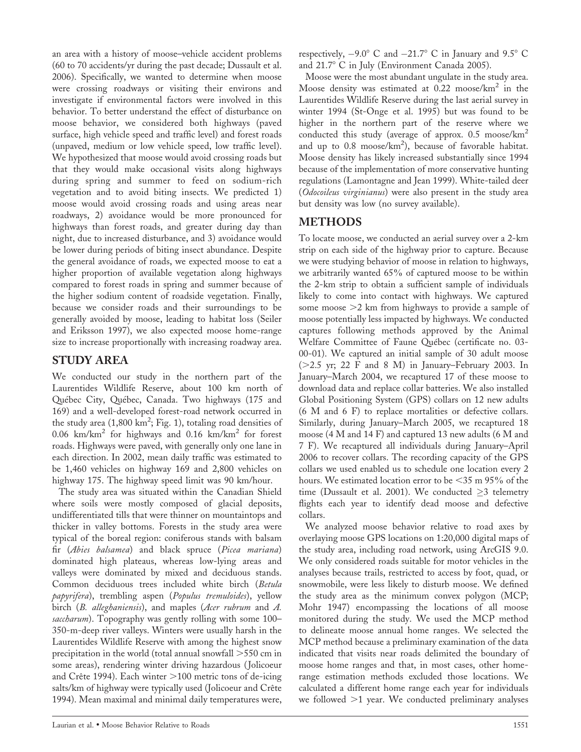an area with a history of moose–vehicle accident problems (60 to 70 accidents/yr during the past decade; Dussault et al. 2006). Specifically, we wanted to determine when moose were crossing roadways or visiting their environs and investigate if environmental factors were involved in this behavior. To better understand the effect of disturbance on moose behavior, we considered both highways (paved surface, high vehicle speed and traffic level) and forest roads (unpaved, medium or low vehicle speed, low traffic level). We hypothesized that moose would avoid crossing roads but that they would make occasional visits along highways during spring and summer to feed on sodium-rich vegetation and to avoid biting insects. We predicted 1) moose would avoid crossing roads and using areas near roadways, 2) avoidance would be more pronounced for highways than forest roads, and greater during day than night, due to increased disturbance, and 3) avoidance would be lower during periods of biting insect abundance. Despite the general avoidance of roads, we expected moose to eat a higher proportion of available vegetation along highways compared to forest roads in spring and summer because of the higher sodium content of roadside vegetation. Finally, because we consider roads and their surroundings to be generally avoided by moose, leading to habitat loss (Seiler and Eriksson 1997), we also expected moose home-range size to increase proportionally with increasing roadway area.

## STUDY AREA

We conducted our study in the northern part of the Laurentides Wildlife Reserve, about 100 km north of Québec City, Québec, Canada. Two highways (175 and 169) and a well-developed forest-road network occurred in the study area (1,800 km$^2$; Fig. 1), totaling road densities of 0.06 km/km$^2$ for highways and 0.16 km/km$^2$ for forest roads. Highways were paved, with generally only one lane in each direction. In 2002, mean daily traffic was estimated to be 1,460 vehicles on highway 169 and 2,800 vehicles on highway 175. The highway speed limit was 90 km/hour.

The study area was situated within the Canadian Shield where soils were mostly composed of glacial deposits, undifferentiated tills that were thinner on mountaintops and thicker in valley bottoms. Forests in the study area were typical of the boreal region: coniferous stands with balsam fir (*Abies balsamea*) and black spruce (*Picea mariana*) dominated high plateaus, whereas low-lying areas and valleys were dominated by mixed and deciduous stands. Common deciduous trees included white birch (*Betula papyrifera*), trembling aspen (*Populus tremuloides*), yellow birch (*B. alleghaniensis*), and maples (*Acer rubrum* and *A. saccharum*). Topography was gently rolling with some 100–350-m-deep river valleys. Winters were usually harsh in the Laurentides Wildlife Reserve with among the highest snow precipitation in the world (total annual snowfall >550 cm in some areas), rendering winter driving hazardous (Jolicoeur and Crête 1994). Each winter >100 metric tons of de-icing salts/km of highway were typically used (Jolicoeur and Crête 1994). Mean maximal and minimal daily temperatures were, respectively, −9.0° C and −21.7° C in January and 9.5° C and 21.7° C in July (Environment Canada 2005).

Moose were the most abundant ungulate in the study area. Moose density was estimated at 0.22 moose/km$^2$ in the Laurentides Wildlife Reserve during the last aerial survey in winter 1994 (St-Onge et al. 1995) but was found to be higher in the northern part of the reserve where we conducted this study (average of approx. 0.5 moose/km$^2$ and up to 0.8 moose/km$^2$), because of favorable habitat. Moose density has likely increased substantially since 1994 because of the implementation of more conservative hunting regulations (Lamontagne and Jean 1999). White-tailed deer (*Odocoileus virginianus*) were also present in the study area but density was low (no survey available).

## METHODS

To locate moose, we conducted an aerial survey over a 2-km strip on each side of the highway prior to capture. Because we were studying behavior of moose in relation to highways, we arbitrarily wanted 65% of captured moose to be within the 2-km strip to obtain a sufficient sample of individuals likely to come into contact with highways. We captured some moose >2 km from highways to provide a sample of moose potentially less impacted by highways. We conducted captures following methods approved by the Animal Welfare Committee of Faune Québec (certificate no. 03-00-01). We captured an initial sample of 30 adult moose (>2.5 yr; 22 F and 8 M) in January–February 2003. In January–March 2004, we recaptured 17 of these moose to download data and replace collar batteries. We also installed Global Positioning System (GPS) collars on 12 new adults (6 M and 6 F) to replace mortalities or defective collars. Similarly, during January–March 2005, we recaptured 18 moose (4 M and 14 F) and captured 13 new adults (6 M and 7 F). We recaptured all individuals during January–April 2006 to recover collars. The recording capacity of the GPS collars we used enabled us to schedule one location every 2 hours. We estimated location error to be <35 m 95% of the time (Dussault et al. 2001). We conducted ≥3 telemetry flights each year to identify dead moose and defective collars.

We analyzed moose behavior relative to road axes by overlaying moose GPS locations on 1:20,000 digital maps of the study area, including road network, using ArcGIS 9.0. We only considered roads suitable for motor vehicles in the analyses because trails, restricted to access by foot, quad, or snowmobile, were less likely to disturb moose. We defined the study area as the minimum convex polygon (MCP; Mohr 1947) encompassing the locations of all moose monitored during the study. We used the MCP method to delineate moose annual home ranges. We selected the MCP method because a preliminary examination of the data indicated that visits near roads delimited the boundary of moose home ranges and that, in most cases, other home-range estimation methods excluded those locations. We calculated a different home range each year for individuals we followed >1 year. We conducted preliminary analyses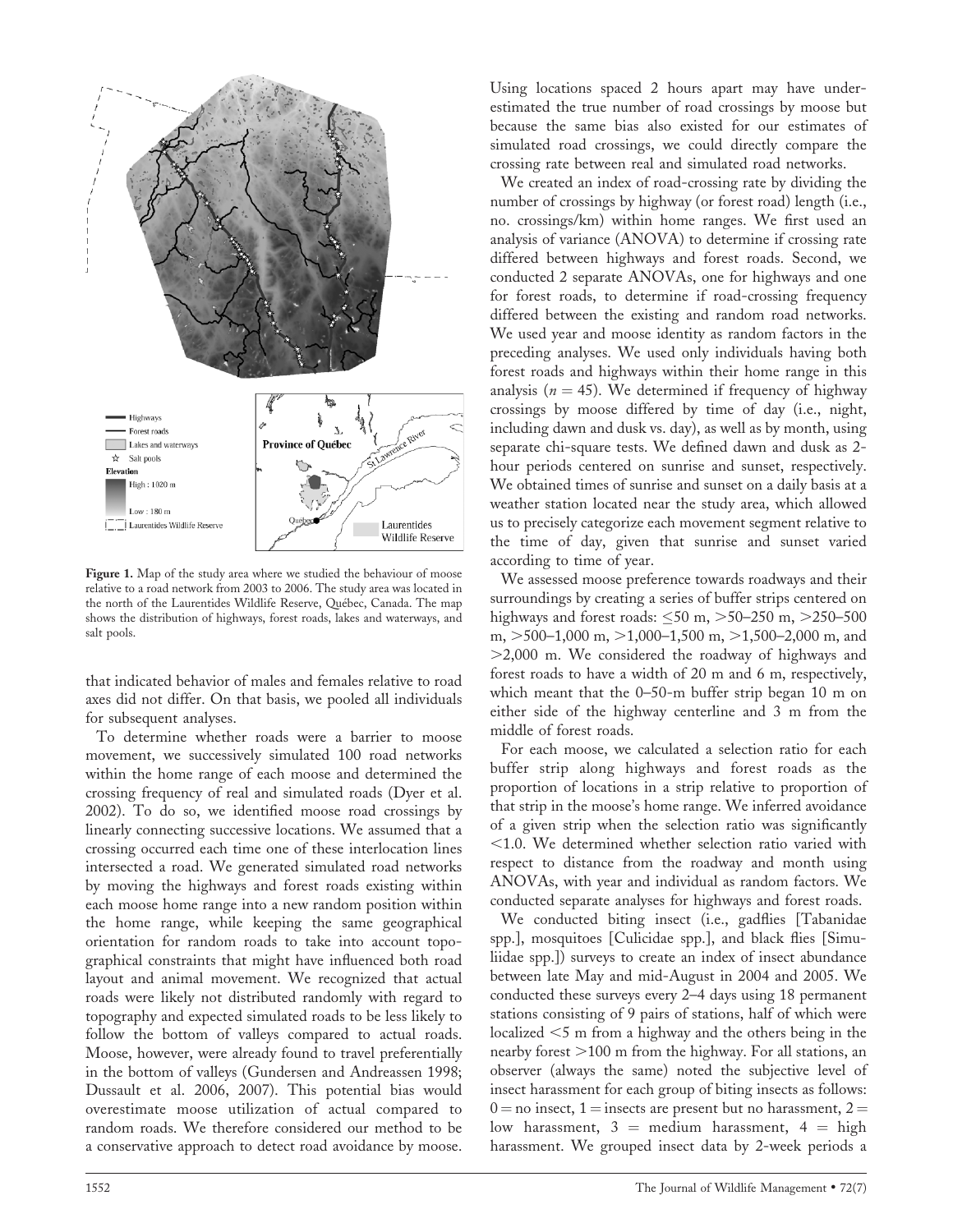Highways

Forest roads

Lakes and waterways

Salt pools

Elevation

High : 1020 m

Low : 180 m

Laurentides Wildlife Reserve

Province of Québec

St Lawrence River

Québec

Laurentides Wildlife Reserve

**Figure 1.** Map of the study area where we studied the behaviour of moose relative to a road network from 2003 to 2006. The study area was located in the north of the Laurentides Wildlife Reserve, Québec, Canada. The map shows the distribution of highways, forest roads, lakes and waterways, and salt pools.

that indicated behavior of males and females relative to road axes did not differ. On that basis, we pooled all individuals for subsequent analyses.

To determine whether roads were a barrier to moose movement, we successively simulated 100 road networks within the home range of each moose and determined the crossing frequency of real and simulated roads (Dyer et al. 2002). To do so, we identified moose road crossings by linearly connecting successive locations. We assumed that a crossing occurred each time one of these interlocation lines intersected a road. We generated simulated road networks by moving the highways and forest roads existing within each moose home range into a new random position within the home range, while keeping the same geographical orientation for random roads to take into account topographical constraints that might have influenced both road layout and animal movement. We recognized that actual roads were likely not distributed randomly with regard to topography and expected simulated roads to be less likely to follow the bottom of valleys compared to actual roads. Moose, however, were already found to travel preferentially in the bottom of valleys (Gundersen and Andreassen 1998; Dussault et al. 2006, 2007). This potential bias would overestimate moose utilization of actual compared to random roads. We therefore considered our method to be a conservative approach to detect road avoidance by moose. Using locations spaced 2 hours apart may have underestimated the true number of road crossings by moose but because the same bias also existed for our estimates of simulated road crossings, we could directly compare the crossing rate between real and simulated road networks.

We created an index of road-crossing rate by dividing the number of crossings by highway (or forest road) length (i.e., no. crossings/km) within home ranges. We first used an analysis of variance (ANOVA) to determine if crossing rate differed between highways and forest roads. Second, we conducted 2 separate ANOVAs, one for highways and one for forest roads, to determine if road-crossing frequency differed between the existing and random road networks. We used year and moose identity as random factors in the preceding analyses. We used only individuals having both forest roads and highways within their home range in this analysis ($n = 45$). We determined if frequency of highway crossings by moose differed by time of day (i.e., night, including dawn and dusk vs. day), as well as by month, using separate chi-square tests. We defined dawn and dusk as 2-hour periods centered on sunrise and sunset, respectively. We obtained times of sunrise and sunset on a daily basis at a weather station located near the study area, which allowed us to precisely categorize each movement segment relative to the time of day, given that sunrise and sunset varied according to time of year.

We assessed moose preference towards roadways and their surroundings by creating a series of buffer strips centered on highways and forest roads: $\leq$50 m, >50–250 m, >250–500 m, >500–1,000 m, >1,000–1,500 m, >1,500–2,000 m, and >2,000 m. We considered the roadway of highways and forest roads to have a width of 20 m and 6 m, respectively, which meant that the 0–50-m buffer strip began 10 m on either side of the highway centerline and 3 m from the middle of forest roads.

For each moose, we calculated a selection ratio for each buffer strip along highways and forest roads as the proportion of locations in a strip relative to proportion of that strip in the moose's home range. We inferred avoidance of a given strip when the selection ratio was significantly <1.0. We determined whether selection ratio varied with respect to distance from the roadway and month using ANOVAs, with year and individual as random factors. We conducted separate analyses for highways and forest roads.

We conducted biting insect (i.e., gadflies [Tabanidae spp.], mosquitoes [Culicidae spp.], and black flies [Simuliidae spp.]) surveys to create an index of insect abundance between late May and mid-August in 2004 and 2005. We conducted these surveys every 2–4 days using 18 permanent stations consisting of 9 pairs of stations, half of which were localized <5 m from a highway and the others being in the nearby forest >100 m from the highway. For all stations, an observer (always the same) noted the subjective level of insect harassment for each group of biting insects as follows: 0 = no insect, 1 = insects are present but no harassment, 2 = low harassment, 3 = medium harassment, 4 = high harassment. We grouped insect data by 2-week periods a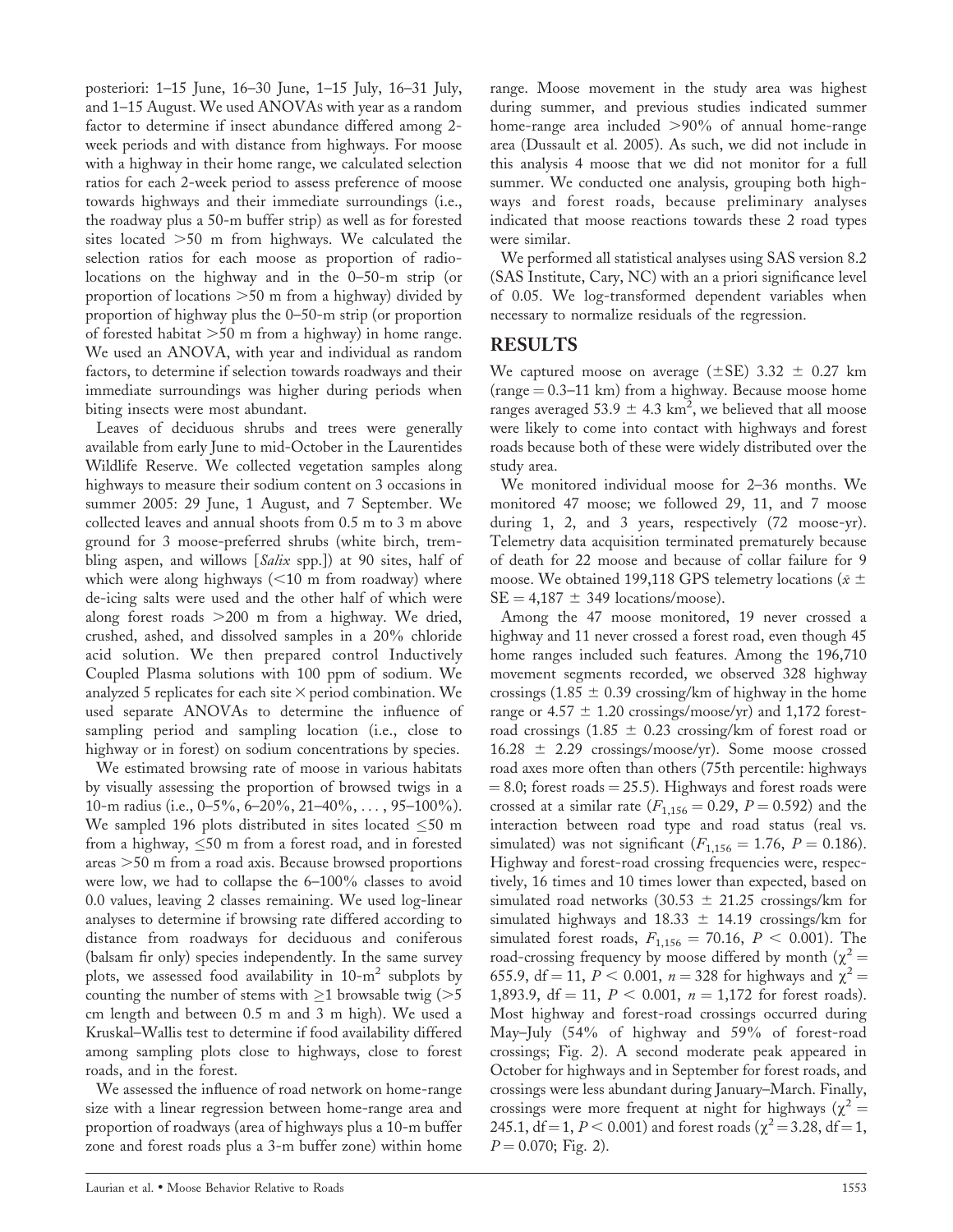posteriori: 1–15 June, 16–30 June, 1–15 July, 16–31 July, and 1–15 August. We used ANOVAs with year as a random factor to determine if insect abundance differed among 2-week periods and with distance from highways. For moose with a highway in their home range, we calculated selection ratios for each 2-week period to assess preference of moose towards highways and their immediate surroundings (i.e., the roadway plus a 50-m buffer strip) as well as for forested sites located >50 m from highways. We calculated the selection ratios for each moose as proportion of radio-locations on the highway and in the 0–50-m strip (or proportion of locations >50 m from a highway) divided by proportion of highway plus the 0–50-m strip (or proportion of forested habitat >50 m from a highway) in home range. We used an ANOVA, with year and individual as random factors, to determine if selection towards roadways and their immediate surroundings was higher during periods when biting insects were most abundant.

Leaves of deciduous shrubs and trees were generally available from early June to mid-October in the Laurentides Wildlife Reserve. We collected vegetation samples along highways to measure their sodium content on 3 occasions in summer 2005: 29 June, 1 August, and 7 September. We collected leaves and annual shoots from 0.5 m to 3 m above ground for 3 moose-preferred shrubs (white birch, trembling aspen, and willows [*Salix* spp.]) at 90 sites, half of which were along highways (<10 m from roadway) where de-icing salts were used and the other half of which were along forest roads >200 m from a highway. We dried, crushed, ashed, and dissolved samples in a 20% chloride acid solution. We then prepared control Inductively Coupled Plasma solutions with 100 ppm of sodium. We analyzed 5 replicates for each site × period combination. We used separate ANOVAs to determine the influence of sampling period and sampling location (i.e., close to highway or in forest) on sodium concentrations by species.

We estimated browsing rate of moose in various habitats by visually assessing the proportion of browsed twigs in a 10-m radius (i.e., 0–5%, 6–20%, 21–40%, . . . , 95–100%). We sampled 196 plots distributed in sites located ≤50 m from a highway, ≤50 m from a forest road, and in forested areas >50 m from a road axis. Because browsed proportions were low, we had to collapse the 6–100% classes to avoid 0.0 values, leaving 2 classes remaining. We used log-linear analyses to determine if browsing rate differed according to distance from roadways for deciduous and coniferous (balsam fir only) species independently. In the same survey plots, we assessed food availability in 10-$m^2$ subplots by counting the number of stems with ≥1 browsable twig (>5 cm length and between 0.5 m and 3 m high). We used a Kruskal–Wallis test to determine if food availability differed among sampling plots close to highways, close to forest roads, and in the forest.

We assessed the influence of road network on home-range size with a linear regression between home-range area and proportion of roadways (area of highways plus a 10-m buffer zone and forest roads plus a 3-m buffer zone) within home range. Moose movement in the study area was highest during summer, and previous studies indicated summer home-range area included >90% of annual home-range area (Dussault et al. 2005). As such, we did not include in this analysis 4 moose that we did not monitor for a full summer. We conducted one analysis, grouping both highways and forest roads, because preliminary analyses indicated that moose reactions towards these 2 road types were similar.

We performed all statistical analyses using SAS version 8.2 (SAS Institute, Cary, NC) with an a priori significance level of 0.05. We log-transformed dependent variables when necessary to normalize residuals of the regression.

## RESULTS

We captured moose on average (±SE) 3.32 ± 0.27 km (range = 0.3–11 km) from a highway. Because moose home ranges averaged 53.9 ± 4.3 $km^2$, we believed that all moose were likely to come into contact with highways and forest roads because both of these were widely distributed over the study area.

We monitored individual moose for 2–36 months. We monitored 47 moose; we followed 29, 11, and 7 moose during 1, 2, and 3 years, respectively (72 moose-yr). Telemetry data acquisition terminated prematurely because of death for 22 moose and because of collar failure for 9 moose. We obtained 199,118 GPS telemetry locations ($\bar{x}$ ± SE = 4,187 ± 349 locations/moose).

Among the 47 moose monitored, 19 never crossed a highway and 11 never crossed a forest road, even though 45 home ranges included such features. Among the 196,710 movement segments recorded, we observed 328 highway crossings (1.85 ± 0.39 crossing/km of highway in the home range or 4.57 ± 1.20 crossings/moose/yr) and 1,172 forest-road crossings (1.85 ± 0.23 crossing/km of forest road or 16.28 ± 2.29 crossings/moose/yr). Some moose crossed road axes more often than others (75th percentile: highways = 8.0; forest roads = 25.5). Highways and forest roads were crossed at a similar rate ($F_{1,156} = 0.29$, $P = 0.592$) and the interaction between road type and road status (real vs. simulated) was not significant ($F_{1,156} = 1.76$, $P = 0.186$). Highway and forest-road crossing frequencies were, respectively, 16 times and 10 times lower than expected, based on simulated road networks (30.53 ± 21.25 crossings/km for simulated highways and 18.33 ± 14.19 crossings/km for simulated forest roads, $F_{1,156} = 70.16$, $P < 0.001$). The road-crossing frequency by moose differed by month ($\chi^2 = 655.9$, df = 11, $P < 0.001$, $n = 328$ for highways and $\chi^2 = 1{,}893.9$, df = 11, $P < 0.001$, $n = 1{,}172$ for forest roads). Most highway and forest-road crossings occurred during May–July (54% of highway and 59% of forest-road crossings; Fig. 2). A second moderate peak appeared in October for highways and in September for forest roads, and crossings were less abundant during January–March. Finally, crossings were more frequent at night for highways ($\chi^2 = 245.1$, df = 1, $P < 0.001$) and forest roads ($\chi^2 = 3.28$, df = 1, $P = 0.070$; Fig. 2).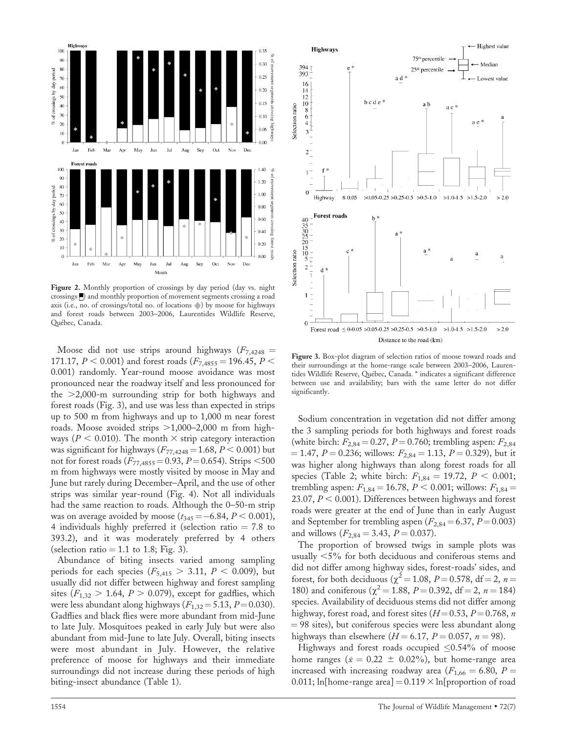Figure 2. Monthly proportion of crossings by day period (day vs. night crossings ■) and monthly proportion of movement segments crossing a road axis (i.e., no. of crossings/total no. of locations ◆) by moose for highways and forest roads between 2003–2006, Laurentides Wildlife Reserve, Québec, Canada.

Figure 3. Box-plot diagram of selection ratios of moose toward roads and their surroundings at the home-range scale between 2003–2006, Laurentides Wildlife Reserve, Québec, Canada. * indicates a significant difference between use and availability; bars with the same letter do not differ significantly.

Moose did not use strips around highways ($F_{7,4248} = 171.17$, $P < 0.001$) and forest roads ($F_{7,4855} = 196.45$, $P < 0.001$) randomly. Year-round moose avoidance was most pronounced near the roadway itself and less pronounced for the >2,000-m surrounding strip for both highways and forest roads (Fig. 3), and use was less than expected in strips up to 500 m from highways and up to 1,000 m near forest roads. Moose avoided strips >1,000–2,000 m from highways ($P < 0.010$). The month × strip category interaction was significant for highways ($F_{77,4248} = 1.68$, $P < 0.001$) but not for forest roads ($F_{77,4855} = 0.93$, $P = 0.654$). Strips <500 m from highways were mostly visited by moose in May and June but rarely during December–April, and the use of other strips was similar year-round (Fig. 4). Not all individuals had the same reaction to roads. Although the 0–50-m strip was on average avoided by moose ($t_{345} = -6.84$, $P < 0.001$), 4 individuals highly preferred it (selection ratio = 7.8 to 393.2), and it was moderately preferred by 4 others (selection ratio = 1.1 to 1.8; Fig. 3).

Abundance of biting insects varied among sampling periods for each species ($F_{5,415} > 3.11$, $P < 0.009$), but usually did not differ between highway and forest sampling sites ($F_{1,32} > 1.64$, $P > 0.079$), except for gadflies, which were less abundant along highways ($F_{1,32} = 5.13$, $P = 0.030$). Gadflies and black flies were more abundant from mid-June to late July. Mosquitoes peaked in early July but were also abundant from mid-June to late July. Overall, biting insects were most abundant in July. However, the relative preference of moose for highways and their immediate surroundings did not increase during these periods of high biting-insect abundance (Table 1).

Sodium concentration in vegetation did not differ among the 3 sampling periods for both highways and forest roads (white birch: $F_{2,84} = 0.27$, $P = 0.760$; trembling aspen: $F_{2,84} = 1.47$, $P = 0.236$; willows: $F_{2,84} = 1.13$, $P = 0.329$), but it was higher along highways than along forest roads for all species (Table 2; white birch: $F_{1,84} = 19.72$, $P < 0.001$; trembling aspen: $F_{1,84} = 16.78$, $P < 0.001$; willows: $F_{1,84} = 23.07$, $P < 0.001$). Differences between highways and forest roads were greater at the end of June than in early August and September for trembling aspen ($F_{2,84} = 6.37$, $P = 0.003$) and willows ($F_{2,84} = 3.43$, $P = 0.037$).

The proportion of browsed twigs in sample plots was usually <5% for both deciduous and coniferous stems and did not differ among highway sides, forest-roads' sides, and forest, for both deciduous ($\chi^2 = 1.08$, $P = 0.578$, df = 2, $n = 180$) and coniferous ($\chi^2 = 1.88$, $P = 0.392$, df = 2, $n = 184$) species. Availability of deciduous stems did not differ among highway, forest road, and forest sites ($H = 0.53$, $P = 0.768$, $n = 98$ sites), but coniferous species were less abundant along highways than elsewhere ($H = 6.17$, $P = 0.057$, $n = 98$).

Highways and forest roads occupied ≤0.54% of moose home ranges ($\bar{x} = 0.22 \pm 0.02\%$), but home-range area increased with increasing roadway area ($F_{1,66} = 6.80$, $P = 0.011$; ln[home-range area] = 0.119 × ln[proportion of road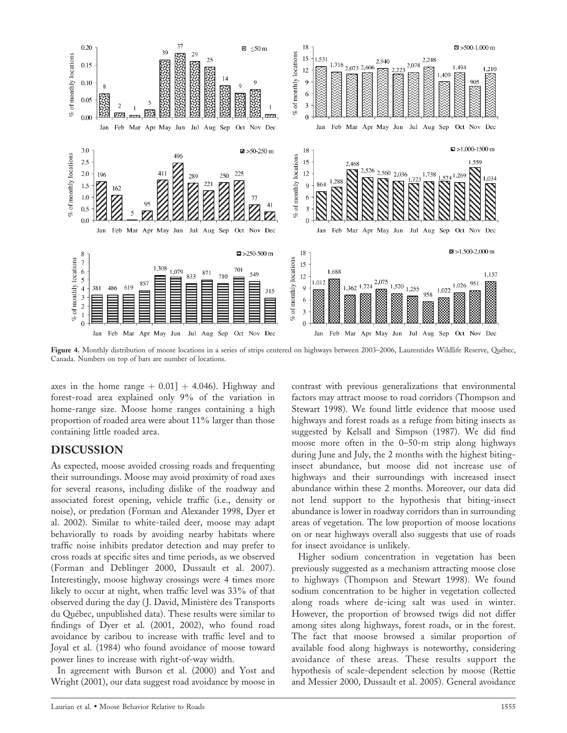**Figure 4.** Monthly distribution of moose locations in a series of strips centered on highways between 2003–2006, Laurentides Wildlife Reserve, Québec, Canada. Numbers on top of bars are number of locations.

axes in the home range + 0.01] + 4.046). Highway and forest-road area explained only 9% of the variation in home-range size. Moose home ranges containing a high proportion of roaded area were about 11% larger than those containing little roaded area.

## DISCUSSION

As expected, moose avoided crossing roads and frequenting their surroundings. Moose may avoid proximity of road axes for several reasons, including dislike of the roadway and associated forest opening, vehicle traffic (i.e., density or noise), or predation (Forman and Alexander 1998, Dyer et al. 2002). Similar to white-tailed deer, moose may adapt behaviorally to roads by avoiding nearby habitats where traffic noise inhibits predator detection and may prefer to cross roads at specific sites and time periods, as we observed (Forman and Deblinger 2000, Dussault et al. 2007). Interestingly, moose highway crossings were 4 times more likely to occur at night, when traffic level was 33% of that observed during the day (J. David, Ministère des Transports du Québec, unpublished data). These results were similar to findings of Dyer et al. (2001, 2002), who found road avoidance by caribou to increase with traffic level and to Joyal et al. (1984) who found avoidance of moose toward power lines to increase with right-of-way width.

In agreement with Burson et al. (2000) and Yost and Wright (2001), our data suggest road avoidance by moose in contrast with previous generalizations that environmental factors may attract moose to road corridors (Thompson and Stewart 1998). We found little evidence that moose used highways and forest roads as a refuge from biting insects as suggested by Kelsall and Simpson (1987). We did find moose more often in the 0–50-m strip along highways during June and July, the 2 months with the highest biting-insect abundance, but moose did not increase use of highways and their surroundings with increased insect abundance within these 2 months. Moreover, our data did not lend support to the hypothesis that biting-insect abundance is lower in roadway corridors than in surrounding areas of vegetation. The low proportion of moose locations on or near highways overall also suggests that use of roads for insect avoidance is unlikely.

Higher sodium concentration in vegetation has been previously suggested as a mechanism attracting moose close to highways (Thompson and Stewart 1998). We found sodium concentration to be higher in vegetation collected along roads where de-icing salt was used in winter. However, the proportion of browsed twigs did not differ among sites along highways, forest roads, or in the forest. The fact that moose browsed a similar proportion of available food along highways is noteworthy, considering avoidance of these areas. These results support the hypothesis of scale-dependent selection by moose (Rettie and Messier 2000, Dussault et al. 2005). General avoidance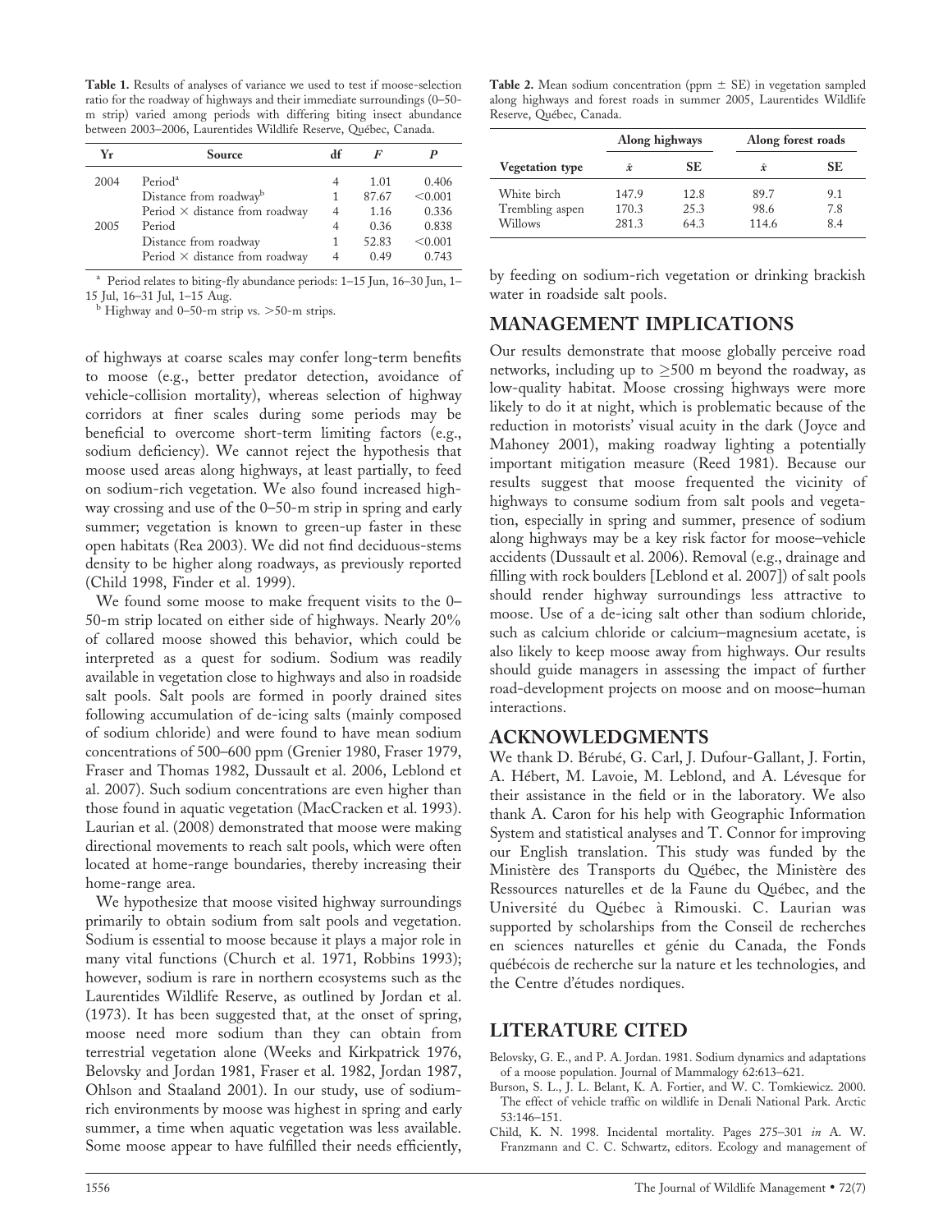**Table 1.** Results of analyses of variance we used to test if moose-selection ratio for the roadway of highways and their immediate surroundings (0–50-m strip) varied among periods with differing biting insect abundance between 2003–2006, Laurentides Wildlife Reserve, Québec, Canada.

| Yr | Source | df | $F$ | $P$ |
|---|---|---|---|---|
| 2004 | Period[a] | 4 | 1.01 | 0.406 |
| | Distance from roadway[b] | 1 | 87.67 | <0.001 |
| | Period × distance from roadway | 4 | 1.16 | 0.336 |
| 2005 | Period | 4 | 0.36 | 0.838 |
| | Distance from roadway | 1 | 52.83 | <0.001 |
| | Period × distance from roadway | 4 | 0.49 | 0.743 |

[a] Period relates to biting-fly abundance periods: 1–15 Jun, 16–30 Jun, 1–15 Jul, 16–31 Jul, 1–15 Aug.
[b] Highway and 0–50-m strip vs. >50-m strips.

**Table 2.** Mean sodium concentration (ppm ± SE) in vegetation sampled along highways and forest roads in summer 2005, Laurentides Wildlife Reserve, Québec, Canada.

| | Along highways | | Along forest roads | |
|---|---|---|---|---|
| Vegetation type | $\bar{x}$ | SE | $\bar{x}$ | SE |
| White birch | 147.9 | 12.8 | 89.7 | 9.1 |
| Trembling aspen | 170.3 | 25.3 | 98.6 | 7.8 |
| Willows | 281.3 | 64.3 | 114.6 | 8.4 |

of highways at coarse scales may confer long-term benefits to moose (e.g., better predator detection, avoidance of vehicle-collision mortality), whereas selection of highway corridors at finer scales during some periods may be beneficial to overcome short-term limiting factors (e.g., sodium deficiency). We cannot reject the hypothesis that moose used areas along highways, at least partially, to feed on sodium-rich vegetation. We also found increased highway crossing and use of the 0–50-m strip in spring and early summer; vegetation is known to green-up faster in these open habitats (Rea 2003). We did not find deciduous-stems density to be higher along roadways, as previously reported (Child 1998, Finder et al. 1999).

We found some moose to make frequent visits to the 0–50-m strip located on either side of highways. Nearly 20% of collared moose showed this behavior, which could be interpreted as a quest for sodium. Sodium was readily available in vegetation close to highways and also in roadside salt pools. Salt pools are formed in poorly drained sites following accumulation of de-icing salts (mainly composed of sodium chloride) and were found to have mean sodium concentrations of 500–600 ppm (Grenier 1980, Fraser 1979, Fraser and Thomas 1982, Dussault et al. 2006, Leblond et al. 2007). Such sodium concentrations are even higher than those found in aquatic vegetation (MacCracken et al. 1993). Laurian et al. (2008) demonstrated that moose were making directional movements to reach salt pools, which were often located at home-range boundaries, thereby increasing their home-range area.

We hypothesize that moose visited highway surroundings primarily to obtain sodium from salt pools and vegetation. Sodium is essential to moose because it plays a major role in many vital functions (Church et al. 1971, Robbins 1993); however, sodium is rare in northern ecosystems such as the Laurentides Wildlife Reserve, as outlined by Jordan et al. (1973). It has been suggested that, at the onset of spring, moose need more sodium than they can obtain from terrestrial vegetation alone (Weeks and Kirkpatrick 1976, Belovsky and Jordan 1981, Fraser et al. 1982, Jordan 1987, Ohlson and Staaland 2001). In our study, use of sodium-rich environments by moose was highest in spring and early summer, a time when aquatic vegetation was less available. Some moose appear to have fulfilled their needs efficiently, by feeding on sodium-rich vegetation or drinking brackish water in roadside salt pools.

## MANAGEMENT IMPLICATIONS

Our results demonstrate that moose globally perceive road networks, including up to ≥500 m beyond the roadway, as low-quality habitat. Moose crossing highways were more likely to do it at night, which is problematic because of the reduction in motorists' visual acuity in the dark (Joyce and Mahoney 2001), making roadway lighting a potentially important mitigation measure (Reed 1981). Because our results suggest that moose frequented the vicinity of highways to consume sodium from salt pools and vegetation, especially in spring and summer, presence of sodium along highways may be a key risk factor for moose–vehicle accidents (Dussault et al. 2006). Removal (e.g., drainage and filling with rock boulders [Leblond et al. 2007]) of salt pools should render highway surroundings less attractive to moose. Use of a de-icing salt other than sodium chloride, such as calcium chloride or calcium–magnesium acetate, is also likely to keep moose away from highways. Our results should guide managers in assessing the impact of further road-development projects on moose and on moose–human interactions.

## ACKNOWLEDGMENTS

We thank D. Bérubé, G. Carl, J. Dufour-Gallant, J. Fortin, A. Hébert, M. Lavoie, M. Leblond, and A. Lévesque for their assistance in the field or in the laboratory. We also thank A. Caron for his help with Geographic Information System and statistical analyses and T. Connor for improving our English translation. This study was funded by the Ministère des Transports du Québec, the Ministère des Ressources naturelles et de la Faune du Québec, and the Université du Québec à Rimouski. C. Laurian was supported by scholarships from the Conseil de recherches en sciences naturelles et génie du Canada, the Fonds québécois de recherche sur la nature et les technologies, and the Centre d'études nordiques.

## LITERATURE CITED

Belovsky, G. E., and P. A. Jordan. 1981. Sodium dynamics and adaptations of a moose population. Journal of Mammalogy 62:613–621.

Burson, S. L., J. L. Belant, K. A. Fortier, and W. C. Tomkiewicz. 2000. The effect of vehicle traffic on wildlife in Denali National Park. Arctic 53:146–151.

Child, K. N. 1998. Incidental mortality. Pages 275–301 *in* A. W. Franzmann and C. C. Schwartz, editors. Ecology and management of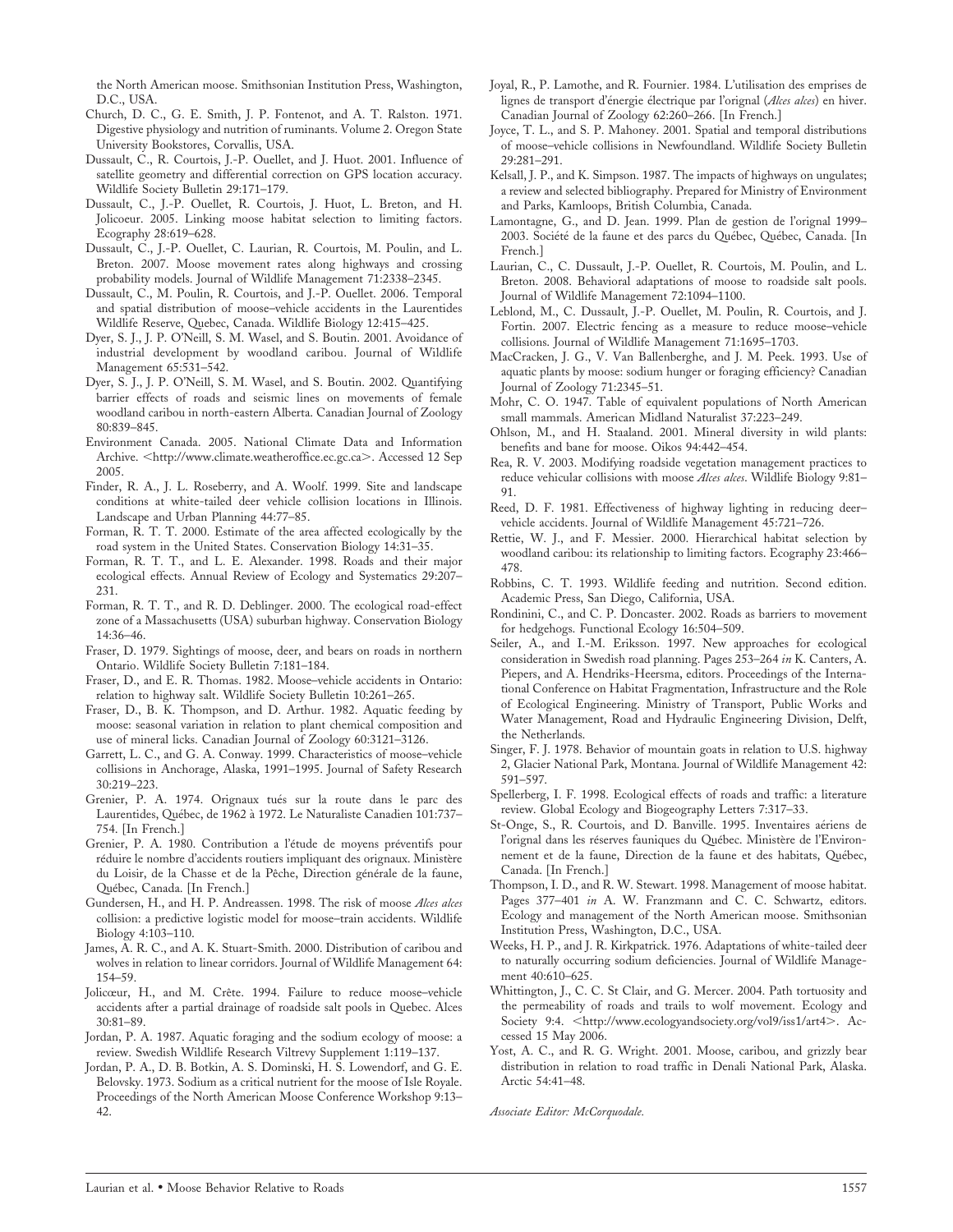the North American moose. Smithsonian Institution Press, Washington, D.C., USA.

Church, D. C., G. E. Smith, J. P. Fontenot, and A. T. Ralston. 1971. Digestive physiology and nutrition of ruminants. Volume 2. Oregon State University Bookstores, Corvallis, USA.

Dussault, C., R. Courtois, J.-P. Ouellet, and J. Huot. 2001. Influence of satellite geometry and differential correction on GPS location accuracy. Wildlife Society Bulletin 29:171–179.

Dussault, C., J.-P. Ouellet, R. Courtois, J. Huot, L. Breton, and H. Jolicoeur. 2005. Linking moose habitat selection to limiting factors. Ecography 28:619–628.

Dussault, C., J.-P. Ouellet, C. Laurian, R. Courtois, M. Poulin, and L. Breton. 2007. Moose movement rates along highways and crossing probability models. Journal of Wildlife Management 71:2338–2345.

Dussault, C., M. Poulin, R. Courtois, and J.-P. Ouellet. 2006. Temporal and spatial distribution of moose–vehicle accidents in the Laurentides Wildlife Reserve, Quebec, Canada. Wildlife Biology 12:415–425.

Dyer, S. J., J. P. O'Neill, S. M. Wasel, and S. Boutin. 2001. Avoidance of industrial development by woodland caribou. Journal of Wildlife Management 65:531–542.

Dyer, S. J., J. P. O'Neill, S. M. Wasel, and S. Boutin. 2002. Quantifying barrier effects of roads and seismic lines on movements of female woodland caribou in north-eastern Alberta. Canadian Journal of Zoology 80:839–845.

Environment Canada. 2005. National Climate Data and Information Archive. <http://www.climate.weatheroffice.ec.gc.ca>. Accessed 12 Sep 2005.

Finder, R. A., J. L. Roseberry, and A. Woolf. 1999. Site and landscape conditions at white-tailed deer vehicle collision locations in Illinois. Landscape and Urban Planning 44:77–85.

Forman, R. T. T. 2000. Estimate of the area affected ecologically by the road system in the United States. Conservation Biology 14:31–35.

Forman, R. T. T., and L. E. Alexander. 1998. Roads and their major ecological effects. Annual Review of Ecology and Systematics 29:207–231.

Forman, R. T. T., and R. D. Deblinger. 2000. The ecological road-effect zone of a Massachusetts (USA) suburban highway. Conservation Biology 14:36–46.

Fraser, D. 1979. Sightings of moose, deer, and bears on roads in northern Ontario. Wildlife Society Bulletin 7:181–184.

Fraser, D., and E. R. Thomas. 1982. Moose–vehicle accidents in Ontario: relation to highway salt. Wildlife Society Bulletin 10:261–265.

Fraser, D., B. K. Thompson, and D. Arthur. 1982. Aquatic feeding by moose: seasonal variation in relation to plant chemical composition and use of mineral licks. Canadian Journal of Zoology 60:3121–3126.

Garrett, L. C., and G. A. Conway. 1999. Characteristics of moose–vehicle collisions in Anchorage, Alaska, 1991–1995. Journal of Safety Research 30:219–223.

Grenier, P. A. 1974. Orignaux tués sur la route dans le parc des Laurentides, Québec, de 1962 à 1972. Le Naturaliste Canadien 101:737–754. [In French.]

Grenier, P. A. 1980. Contribution a l'étude de moyens préventifs pour réduire le nombre d'accidents routiers impliquant des orignaux. Ministère du Loisir, de la Chasse et de la Pêche, Direction générale de la faune, Québec, Canada. [In French.]

Gundersen, H., and H. P. Andreassen. 1998. The risk of moose *Alces alces* collision: a predictive logistic model for moose–train accidents. Wildlife Biology 4:103–110.

James, A. R. C., and A. K. Stuart-Smith. 2000. Distribution of caribou and wolves in relation to linear corridors. Journal of Wildlife Management 64: 154–59.

Jolicœur, H., and M. Crête. 1994. Failure to reduce moose–vehicle accidents after a partial drainage of roadside salt pools in Quebec. Alces 30:81–89.

Jordan, P. A. 1987. Aquatic foraging and the sodium ecology of moose: a review. Swedish Wildlife Research Viltrevy Supplement 1:119–137.

Jordan, P. A., D. B. Botkin, A. S. Dominski, H. S. Lowendorf, and G. E. Belovsky. 1973. Sodium as a critical nutrient for the moose of Isle Royale. Proceedings of the North American Moose Conference Workshop 9:13–42.

Joyal, R., P. Lamothe, and R. Fournier. 1984. L'utilisation des emprises de lignes de transport d'énergie électrique par l'orignal (*Alces alces*) en hiver. Canadian Journal of Zoology 62:260–266. [In French.]

Joyce, T. L., and S. P. Mahoney. 2001. Spatial and temporal distributions of moose–vehicle collisions in Newfoundland. Wildlife Society Bulletin 29:281–291.

Kelsall, J. P., and K. Simpson. 1987. The impacts of highways on ungulates; a review and selected bibliography. Prepared for Ministry of Environment and Parks, Kamloops, British Columbia, Canada.

Lamontagne, G., and D. Jean. 1999. Plan de gestion de l'orignal 1999–2003. Société de la faune et des parcs du Québec, Québec, Canada. [In French.]

Laurian, C., C. Dussault, J.-P. Ouellet, R. Courtois, M. Poulin, and L. Breton. 2008. Behavioral adaptations of moose to roadside salt pools. Journal of Wildlife Management 72:1094–1100.

Leblond, M., C. Dussault, J.-P. Ouellet, M. Poulin, R. Courtois, and J. Fortin. 2007. Electric fencing as a measure to reduce moose–vehicle collisions. Journal of Wildlife Management 71:1695–1703.

MacCracken, J. G., V. Van Ballenberghe, and J. M. Peek. 1993. Use of aquatic plants by moose: sodium hunger or foraging efficiency? Canadian Journal of Zoology 71:2345–51.

Mohr, C. O. 1947. Table of equivalent populations of North American small mammals. American Midland Naturalist 37:223–249.

Ohlson, M., and H. Staaland. 2001. Mineral diversity in wild plants: benefits and bane for moose. Oikos 94:442–454.

Rea, R. V. 2003. Modifying roadside vegetation management practices to reduce vehicular collisions with moose *Alces alces*. Wildlife Biology 9:81–91.

Reed, D. F. 1981. Effectiveness of highway lighting in reducing deer–vehicle accidents. Journal of Wildlife Management 45:721–726.

Rettie, W. J., and F. Messier. 2000. Hierarchical habitat selection by woodland caribou: its relationship to limiting factors. Ecography 23:466–478.

Robbins, C. T. 1993. Wildlife feeding and nutrition. Second edition. Academic Press, San Diego, California, USA.

Rondinini, C., and C. P. Doncaster. 2002. Roads as barriers to movement for hedgehogs. Functional Ecology 16:504–509.

Seiler, A., and I.-M. Eriksson. 1997. New approaches for ecological consideration in Swedish road planning. Pages 253–264 *in* K. Canters, A. Piepers, and A. Hendriks-Heersma, editors. Proceedings of the International Conference on Habitat Fragmentation, Infrastructure and the Role of Ecological Engineering. Ministry of Transport, Public Works and Water Management, Road and Hydraulic Engineering Division, Delft, the Netherlands.

Singer, F. J. 1978. Behavior of mountain goats in relation to U.S. highway 2, Glacier National Park, Montana. Journal of Wildlife Management 42: 591–597.

Spellerberg, I. F. 1998. Ecological effects of roads and traffic: a literature review. Global Ecology and Biogeography Letters 7:317–33.

St-Onge, S., R. Courtois, and D. Banville. 1995. Inventaires aériens de l'orignal dans les réserves fauniques du Québec. Ministère de l'Environnement et de la faune, Direction de la faune et des habitats, Québec, Canada. [In French.]

Thompson, I. D., and R. W. Stewart. 1998. Management of moose habitat. Pages 377–401 *in* A. W. Franzmann and C. C. Schwartz, editors. Ecology and management of the North American moose. Smithsonian Institution Press, Washington, D.C., USA.

Weeks, H. P., and J. R. Kirkpatrick. 1976. Adaptations of white-tailed deer to naturally occurring sodium deficiencies. Journal of Wildlife Management 40:610–625.

Whittington, J., C. C. St Clair, and G. Mercer. 2004. Path tortuosity and the permeability of roads and trails to wolf movement. Ecology and Society 9:4. <http://www.ecologyandsociety.org/vol9/iss1/art4>. Accessed 15 May 2006.

Yost, A. C., and R. G. Wright. 2001. Moose, caribou, and grizzly bear distribution in relation to road traffic in Denali National Park, Alaska. Arctic 54:41–48.

*Associate Editor: McCorquodale.*